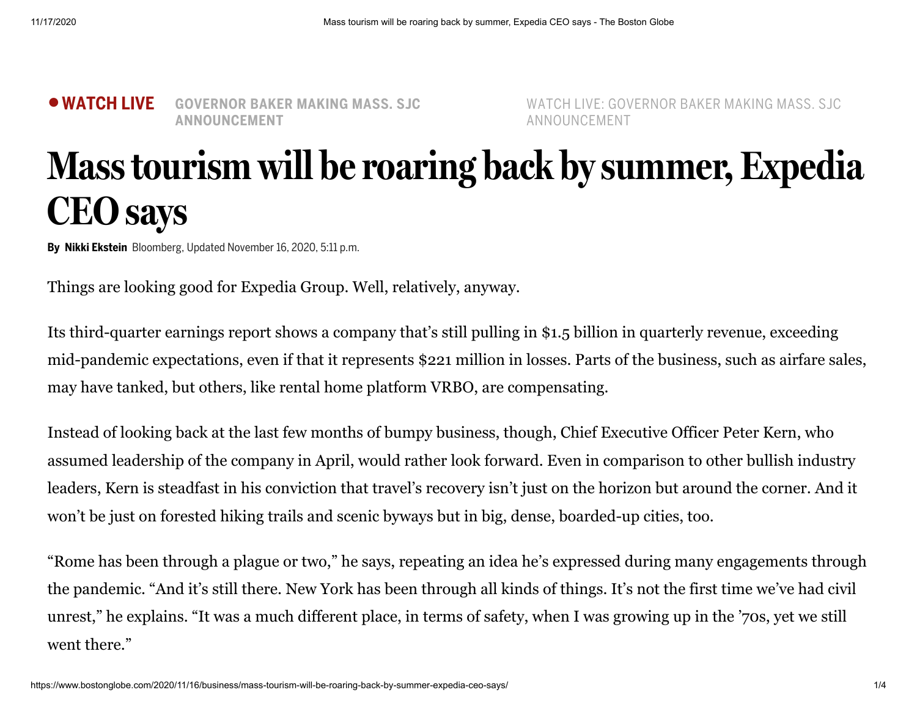● **WATCH LIVE** **GOVERNOR BAKER MAKING MASS. SJC ANNOUNCEMENT**

WATCH LIVE: GOVERNOR BAKER MAKING MASS. SJC ANNOUNCEMENT

# Mass tourism will be roaring back by summer, Expedia CEO says

**By Nikki Ekstein** Bloomberg, Updated November 16, 2020, 5:11 p.m.

Things are looking good for Expedia Group. Well, relatively, anyway.

Its third-quarter earnings report shows a company that's still pulling in $1.5 billion in quarterly revenue, exceeding mid-pandemic expectations, even if that it represents $221 million in losses. Parts of the business, such as airfare sales, may have tanked, but others, like rental home platform VRBO, are compensating.

Instead of looking back at the last few months of bumpy business, though, Chief Executive Officer Peter Kern, who assumed leadership of the company in April, would rather look forward. Even in comparison to other bullish industry leaders, Kern is steadfast in his conviction that travel's recovery isn't just on the horizon but around the corner. And it won't be just on forested hiking trails and scenic byways but in big, dense, boarded-up cities, too.

"Rome has been through a plague or two," he says, repeating an idea he's expressed during many engagements through the pandemic. "And it's still there. New York has been through all kinds of things. It's not the first time we've had civil unrest," he explains. "It was a much different place, in terms of safety, when I was growing up in the '70s, yet we still went there."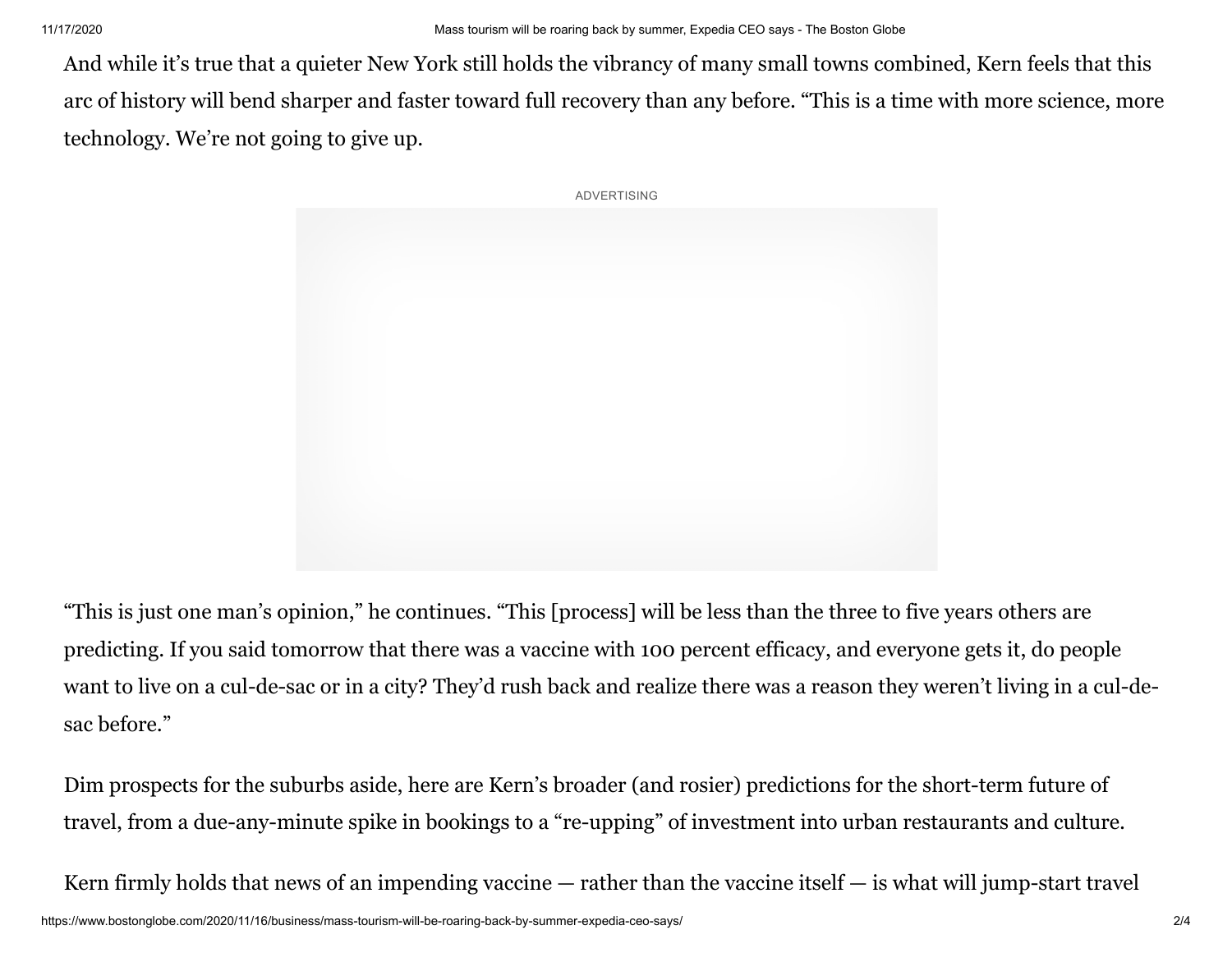And while it's true that a quieter New York still holds the vibrancy of many small towns combined, Kern feels that this arc of history will bend sharper and faster toward full recovery than any before. "This is a time with more science, more technology. We're not going to give up.

"This is just one man's opinion," he continues. "This [process] will be less than the three to five years others are predicting. If you said tomorrow that there was a vaccine with 100 percent efficacy, and everyone gets it, do people want to live on a cul-de-sac or in a city? They'd rush back and realize there was a reason they weren't living in a cul-de-sac before."

Dim prospects for the suburbs aside, here are Kern's broader (and rosier) predictions for the short-term future of travel, from a due-any-minute spike in bookings to a "re-upping" of investment into urban restaurants and culture.

Kern firmly holds that news of an impending vaccine — rather than the vaccine itself — is what will jump-start travel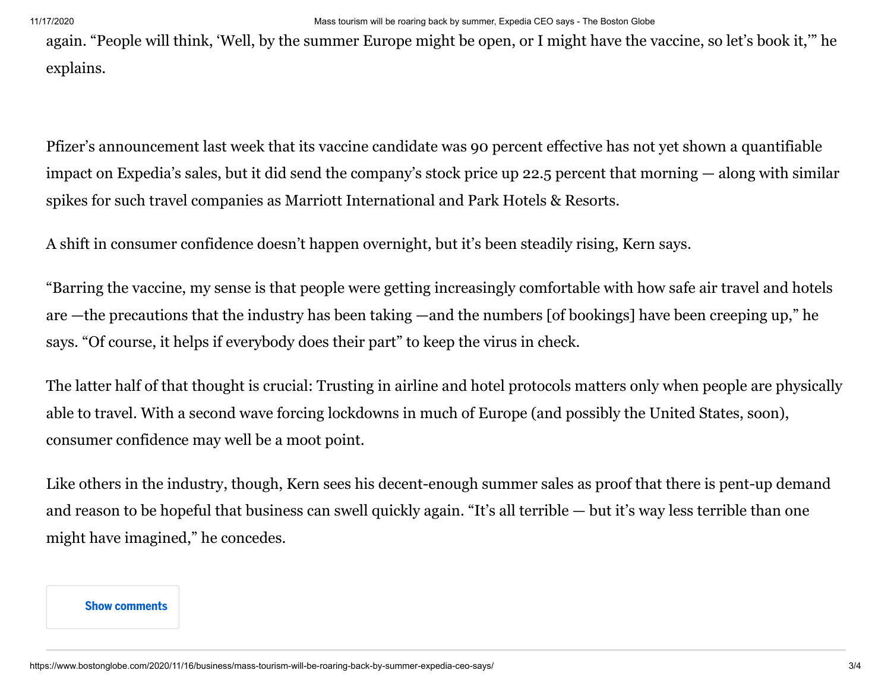again. “People will think, ‘Well, by the summer Europe might be open, or I might have the vaccine, so let’s book it,’” he explains.

Pfizer’s announcement last week that its vaccine candidate was 90 percent effective has not yet shown a quantifiable impact on Expedia’s sales, but it did send the company’s stock price up 22.5 percent that morning — along with similar spikes for such travel companies as Marriott International and Park Hotels & Resorts.

A shift in consumer confidence doesn’t happen overnight, but it’s been steadily rising, Kern says.

“Barring the vaccine, my sense is that people were getting increasingly comfortable with how safe air travel and hotels are —the precautions that the industry has been taking —and the numbers [of bookings] have been creeping up,” he says. “Of course, it helps if everybody does their part” to keep the virus in check.

The latter half of that thought is crucial: Trusting in airline and hotel protocols matters only when people are physically able to travel. With a second wave forcing lockdowns in much of Europe (and possibly the United States, soon), consumer confidence may well be a moot point.

Like others in the industry, though, Kern sees his decent-enough summer sales as proof that there is pent-up demand and reason to be hopeful that business can swell quickly again. “It’s all terrible — but it’s way less terrible than one might have imagined,” he concedes.

Show comments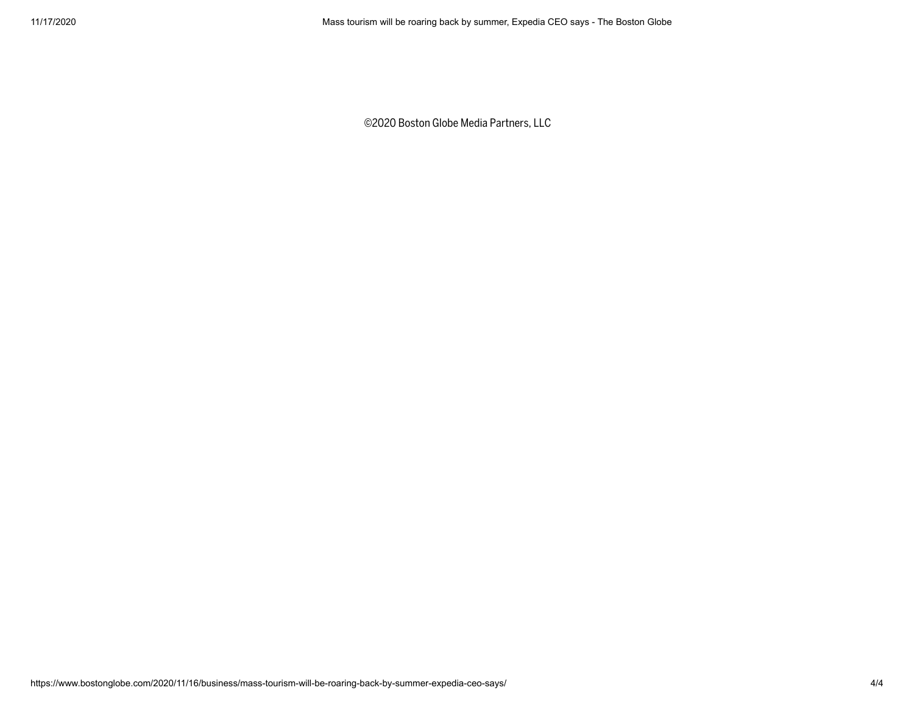©2020 Boston Globe Media Partners, LLC